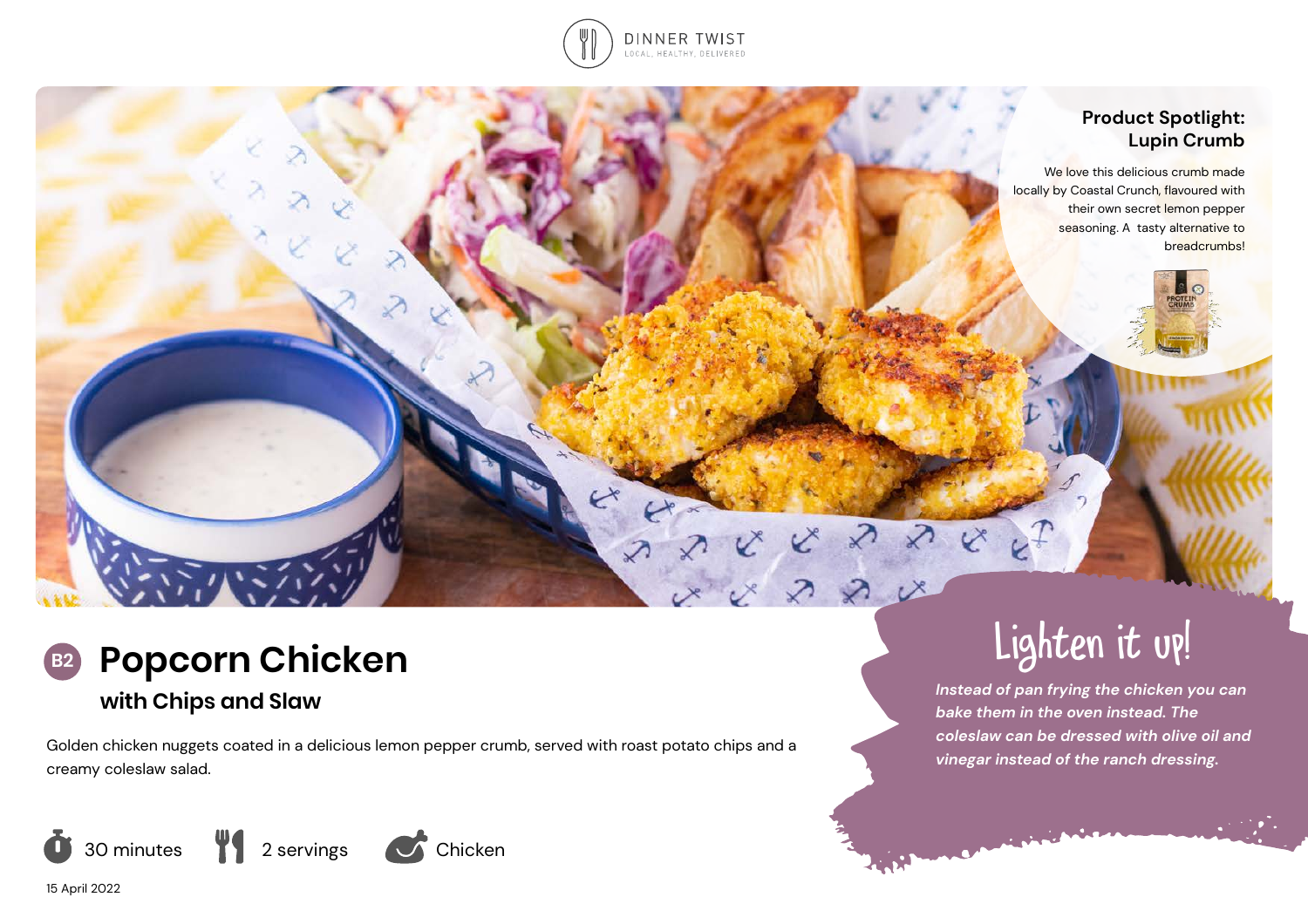DINNER TWIST
LOCAL, HEALTHY, DELIVERED

## Product Spotlight: Lupin Crumb

We love this delicious crumb made locally by Coastal Crunch, flavoured with their own secret lemon pepper seasoning. A tasty alternative to breadcrumbs!

# B2 Popcorn Chicken

## with Chips and Slaw

Golden chicken nuggets coated in a delicious lemon pepper crumb, served with roast potato chips and a creamy coleslaw salad.

30 minutes | 2 servings | Chicken

15 April 2022

## Lighten it up!

***Instead of pan frying the chicken you can bake them in the oven instead. The coleslaw can be dressed with olive oil and vinegar instead of the ranch dressing.***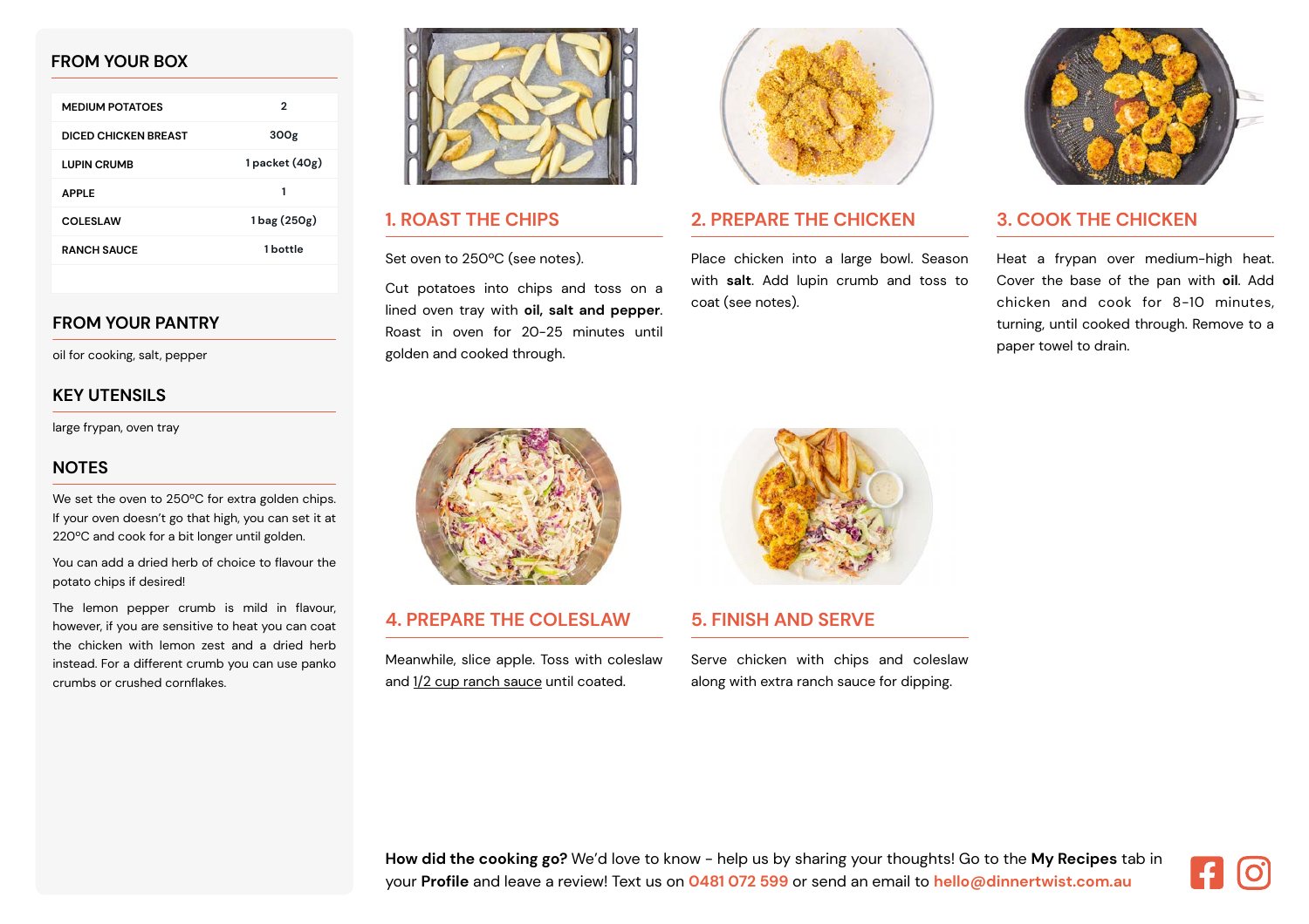## FROM YOUR BOX

| | |
|---|---|
| MEDIUM POTATOES | 2 |
| DICED CHICKEN BREAST | 300g |
| LUPIN CRUMB | 1 packet (40g) |
| APPLE | 1 |
| COLESLAW | 1 bag (250g) |
| RANCH SAUCE | 1 bottle |

## FROM YOUR PANTRY

oil for cooking, salt, pepper

## KEY UTENSILS

large frypan, oven tray

## NOTES

We set the oven to 250°C for extra golden chips. If your oven doesn't go that high, you can set it at 220°C and cook for a bit longer until golden.

You can add a dried herb of choice to flavour the potato chips if desired!

The lemon pepper crumb is mild in flavour, however, if you are sensitive to heat you can coat the chicken with lemon zest and a dried herb instead. For a different crumb you can use panko crumbs or crushed cornflakes.

## 1. ROAST THE CHIPS

Set oven to 250°C (see notes).

Cut potatoes into chips and toss on a lined oven tray with **oil, salt and pepper**. Roast in oven for 20-25 minutes until golden and cooked through.

## 2. PREPARE THE CHICKEN

Place chicken into a large bowl. Season with **salt**. Add lupin crumb and toss to coat (see notes).

## 3. COOK THE CHICKEN

Heat a frypan over medium-high heat. Cover the base of the pan with **oil**. Add chicken and cook for 8-10 minutes, turning, until cooked through. Remove to a paper towel to drain.

## 4. PREPARE THE COLESLAW

Meanwhile, slice apple. Toss with coleslaw and 1/2 cup ranch sauce until coated.

## 5. FINISH AND SERVE

Serve chicken with chips and coleslaw along with extra ranch sauce for dipping.

**How did the cooking go?** We'd love to know - help us by sharing your thoughts! Go to the **My Recipes** tab in your **Profile** and leave a review! Text us on 0481 072 599 or send an email to hello@dinnertwist.com.au